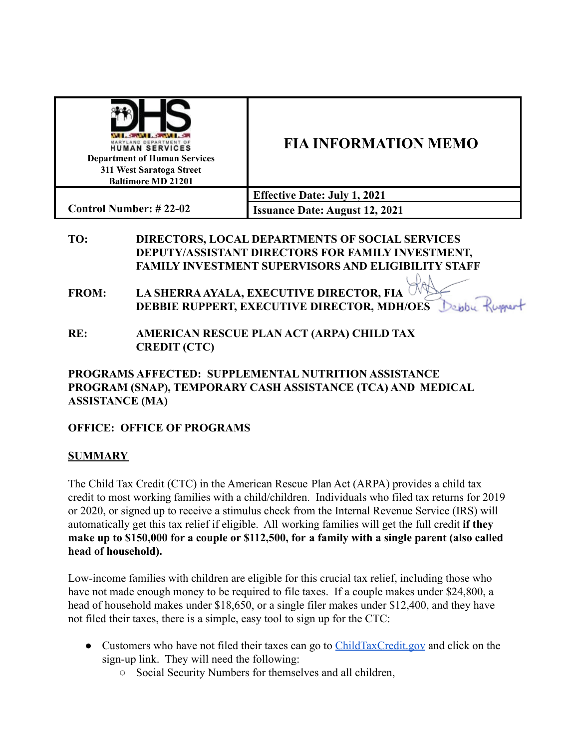| Department of Human Services<br>311 West Saratoga Street<br>Baltimore MD 21201 | **FIA INFORMATION MEMO** |
|---|---|
| | **Effective Date: July 1, 2021** |
| **Control Number: # 22-02** | **Issuance Date: August 12, 2021** |

**TO:** **DIRECTORS, LOCAL DEPARTMENTS OF SOCIAL SERVICES DEPUTY/ASSISTANT DIRECTORS FOR FAMILY INVESTMENT, FAMILY INVESTMENT SUPERVISORS AND ELIGIBILITY STAFF**

**FROM:** **LA SHERRA AYALA, EXECUTIVE DIRECTOR, FIA**
**DEBBIE RUPPERT, EXECUTIVE DIRECTOR, MDH/OES**

**RE:** **AMERICAN RESCUE PLAN ACT (ARPA) CHILD TAX CREDIT (CTC)**

**PROGRAMS AFFECTED: SUPPLEMENTAL NUTRITION ASSISTANCE PROGRAM (SNAP), TEMPORARY CASH ASSISTANCE (TCA) AND MEDICAL ASSISTANCE (MA)**

**OFFICE: OFFICE OF PROGRAMS**

## SUMMARY

The Child Tax Credit (CTC) in the American Rescue Plan Act (ARPA) provides a child tax credit to most working families with a child/children. Individuals who filed tax returns for 2019 or 2020, or signed up to receive a stimulus check from the Internal Revenue Service (IRS) will automatically get this tax relief if eligible. All working families will get the full credit **if they make up to $150,000 for a couple or $112,500, for a family with a single parent (also called head of household).**

Low-income families with children are eligible for this crucial tax relief, including those who have not made enough money to be required to file taxes. If a couple makes under $24,800, a head of household makes under $18,650, or a single filer makes under $12,400, and they have not filed their taxes, there is a simple, easy tool to sign up for the CTC:

- Customers who have not filed their taxes can go to [ChildTaxCredit.gov](https://ChildTaxCredit.gov) and click on the sign-up link. They will need the following:
  - Social Security Numbers for themselves and all children,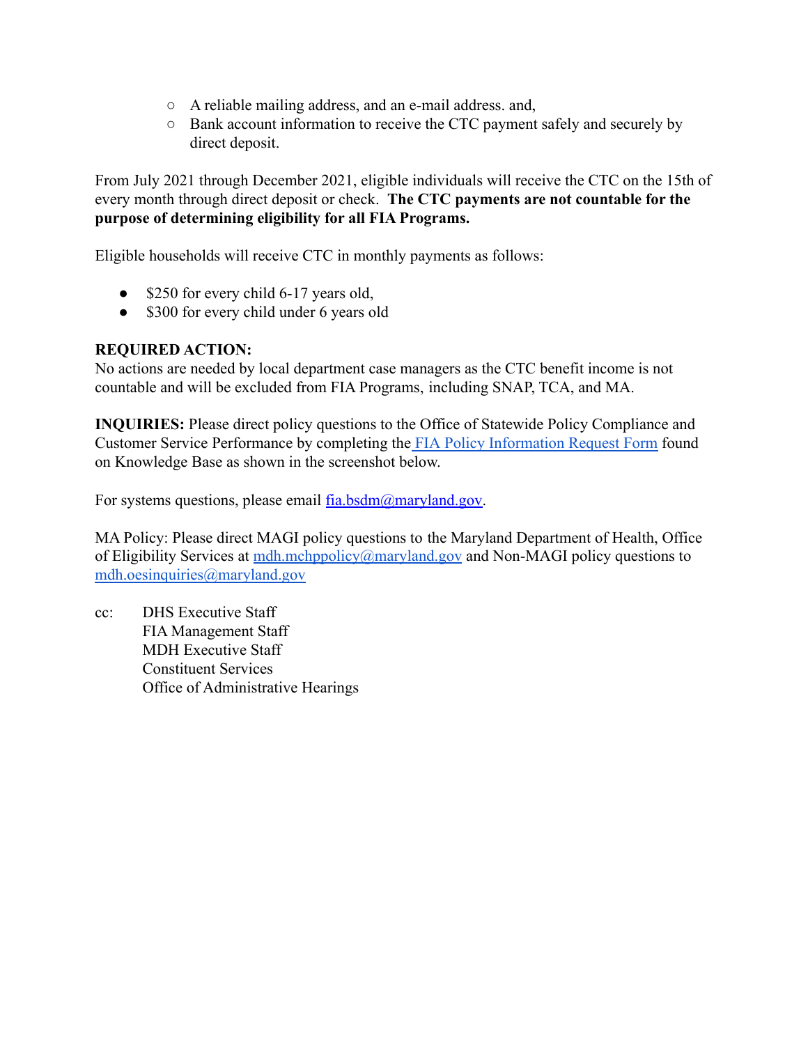- A reliable mailing address, and an e-mail address. and,
- Bank account information to receive the CTC payment safely and securely by direct deposit.

From July 2021 through December 2021, eligible individuals will receive the CTC on the 15th of every month through direct deposit or check. **The CTC payments are not countable for the purpose of determining eligibility for all FIA Programs.**

Eligible households will receive CTC in monthly payments as follows:

- $250 for every child 6-17 years old,
- $300 for every child under 6 years old

**REQUIRED ACTION:**
No actions are needed by local department case managers as the CTC benefit income is not countable and will be excluded from FIA Programs, including SNAP, TCA, and MA.

**INQUIRIES:** Please direct policy questions to the Office of Statewide Policy Compliance and Customer Service Performance by completing the FIA Policy Information Request Form found on Knowledge Base as shown in the screenshot below.

For systems questions, please email fia.bsdm@maryland.gov.

MA Policy: Please direct MAGI policy questions to the Maryland Department of Health, Office of Eligibility Services at mdh.mchppolicy@maryland.gov and Non-MAGI policy questions to mdh.oesinquiries@maryland.gov

cc: DHS Executive Staff
FIA Management Staff
MDH Executive Staff
Constituent Services
Office of Administrative Hearings